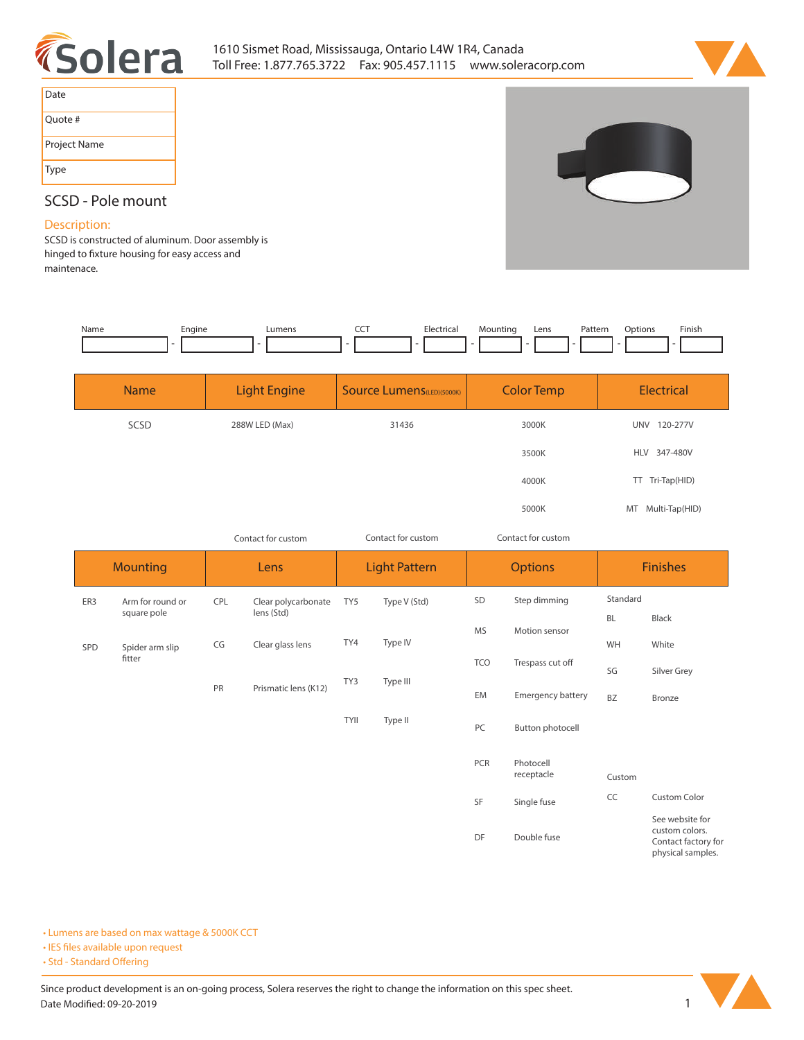1610 Sismet Road, Mississauga, Ontario L4W 1R4, Canada
Toll Free: 1.877.765.3722 Fax: 905.457.1115 www.soleracorp.com

| Date | |
|---|---|
| Quote # | |
| Project Name | |
| Type | |

## SCSD - Pole mount

### Description:

SCSD is constructed of aluminum. Door assembly is hinged to fixture housing for easy access and maintenace.

| Name | Engine | Lumens | CCT | Electrical | Mounting | Lens | Pattern | Options | Finish |
|---|---|---|---|---|---|---|---|---|---|
| | | | | | | | | | |

| Name | Light Engine | Source Lumens(LED)(5000K) | Color Temp | Electrical |
|---|---|---|---|---|
| SCSD | 288W LED (Max) | 31436 | 3000K | UNV 120-277V |
| | | | 3500K | HLV 347-480V |
| | | | 4000K | TT Tri-Tap(HID) |
| | | | 5000K | MT Multi-Tap(HID) |
| | Contact for custom | Contact for custom | Contact for custom | |

| Mounting | | Lens | | Light Pattern | | Options | | Finishes | |
|---|---|---|---|---|---|---|---|---|---|
| ER3 | Arm for round or square pole | CPL | Clear polycarbonate lens (Std) | TY5 | Type V (Std) | SD | Step dimming | Standard | |
| | | | | | | | | BL | Black |
| SPD | Spider arm slip fitter | CG | Clear glass lens | TY4 | Type IV | MS | Motion sensor | WH | White |
| | | | | | | TCO | Trespass cut off | SG | Silver Grey |
| | | PR | Prismatic lens (K12) | TY3 | Type III | EM | Emergency battery | BZ | Bronze |
| | | | | TYII | Type II | PC | Button photocell | | |
| | | | | | | PCR | Photocell receptacle | Custom | |
| | | | | | | SF | Single fuse | CC | Custom Color |
| | | | | | | DF | Double fuse | | See website for custom colors. Contact factory for physical samples. |

- Lumens are based on max wattage & 5000K CCT
- IES files available upon request
- Std - Standard Offering

Since product development is an on-going process, Solera reserves the right to change the information on this spec sheet.
Date Modified: 09-20-2019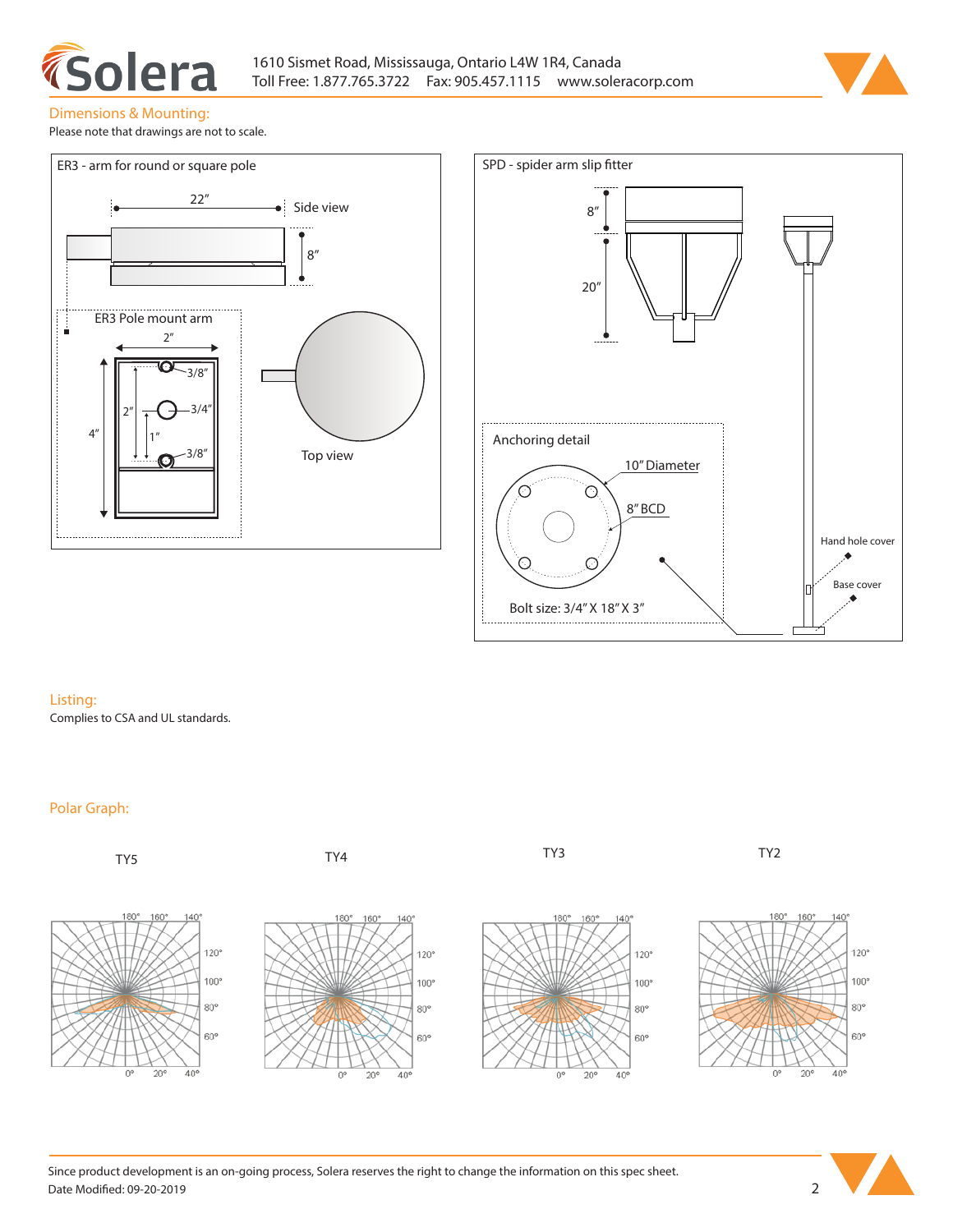1610 Sismet Road, Mississauga, Ontario L4W 1R4, Canada
Toll Free: 1.877.765.3722 Fax: 905.457.1115 www.soleracorp.com

## Dimensions & Mounting:

Please note that drawings are not to scale.

ER3 - arm for round or square pole

22″

Side view

8″

ER3 Pole mount arm

2″

3/8″

2″

3/4″

4″

1″

3/8″

Top view

SPD - spider arm slip fitter

8″

20″

Anchoring detail

10″ Diameter

8″ BCD

Bolt size: 3/4″ X 18″ X 3″

Hand hole cover

Base cover

## Listing:

Complies to CSA and UL standards.

## Polar Graph:

TY5

TY4

TY3

TY2

180° 160° 140°

120°

100°

80°

60°

0° 20° 40°

Since product development is an on-going process, Solera reserves the right to change the information on this spec sheet.
Date Modified: 09-20-2019